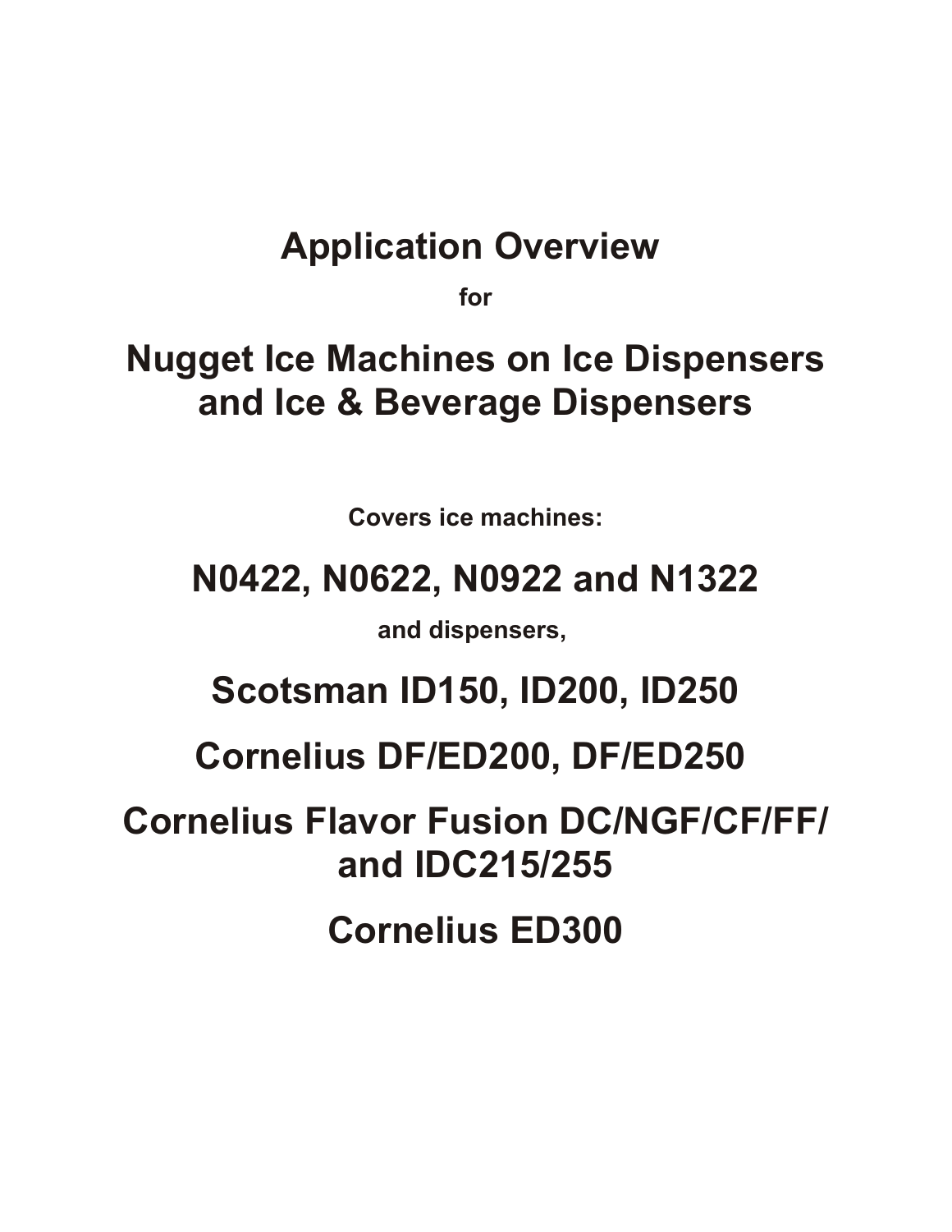# Application Overview

**for**

# Nugget Ice Machines on Ice Dispensers and Ice & Beverage Dispensers

**Covers ice machines:**

## N0422, N0622, N0922 and N1322

**and dispensers,**

## Scotsman ID150, ID200, ID250

## Cornelius DF/ED200, DF/ED250

## Cornelius Flavor Fusion DC/NGF/CF/FF/ and IDC215/255

## Cornelius ED300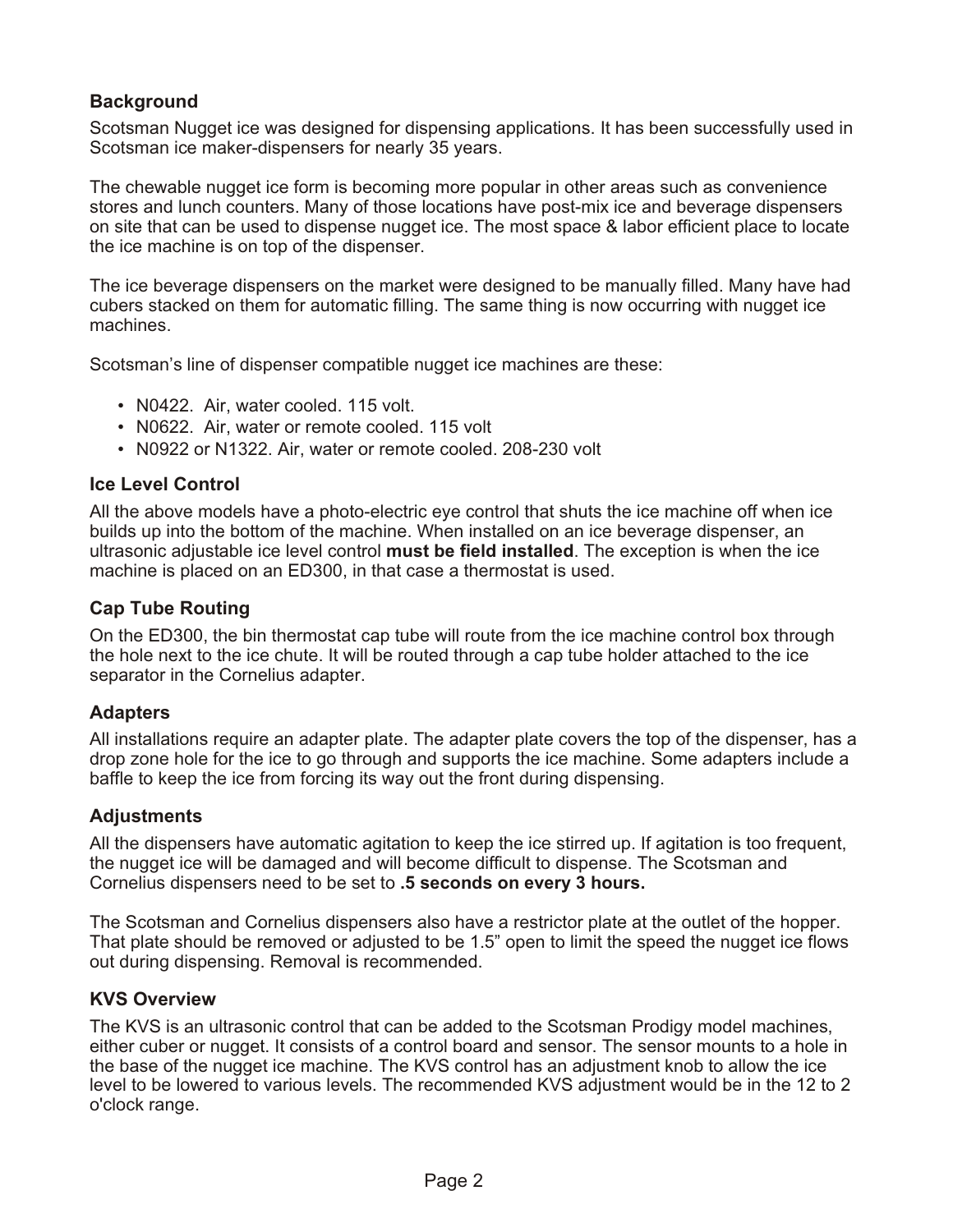## Background

Scotsman Nugget ice was designed for dispensing applications. It has been successfully used in Scotsman ice maker-dispensers for nearly 35 years.

The chewable nugget ice form is becoming more popular in other areas such as convenience stores and lunch counters. Many of those locations have post-mix ice and beverage dispensers on site that can be used to dispense nugget ice. The most space & labor efficient place to locate the ice machine is on top of the dispenser.

The ice beverage dispensers on the market were designed to be manually filled. Many have had cubers stacked on them for automatic filling. The same thing is now occurring with nugget ice machines.

Scotsman's line of dispenser compatible nugget ice machines are these:

- N0422. Air, water cooled. 115 volt.
- N0622. Air, water or remote cooled. 115 volt
- N0922 or N1322. Air, water or remote cooled. 208-230 volt

## Ice Level Control

All the above models have a photo-electric eye control that shuts the ice machine off when ice builds up into the bottom of the machine. When installed on an ice beverage dispenser, an ultrasonic adjustable ice level control **must be field installed**. The exception is when the ice machine is placed on an ED300, in that case a thermostat is used.

## Cap Tube Routing

On the ED300, the bin thermostat cap tube will route from the ice machine control box through the hole next to the ice chute. It will be routed through a cap tube holder attached to the ice separator in the Cornelius adapter.

## Adapters

All installations require an adapter plate. The adapter plate covers the top of the dispenser, has a drop zone hole for the ice to go through and supports the ice machine. Some adapters include a baffle to keep the ice from forcing its way out the front during dispensing.

## Adjustments

All the dispensers have automatic agitation to keep the ice stirred up. If agitation is too frequent, the nugget ice will be damaged and will become difficult to dispense. The Scotsman and Cornelius dispensers need to be set to **.5 seconds on every 3 hours.**

The Scotsman and Cornelius dispensers also have a restrictor plate at the outlet of the hopper. That plate should be removed or adjusted to be 1.5" open to limit the speed the nugget ice flows out during dispensing. Removal is recommended.

## KVS Overview

The KVS is an ultrasonic control that can be added to the Scotsman Prodigy model machines, either cuber or nugget. It consists of a control board and sensor. The sensor mounts to a hole in the base of the nugget ice machine. The KVS control has an adjustment knob to allow the ice level to be lowered to various levels. The recommended KVS adjustment would be in the 12 to 2 o'clock range.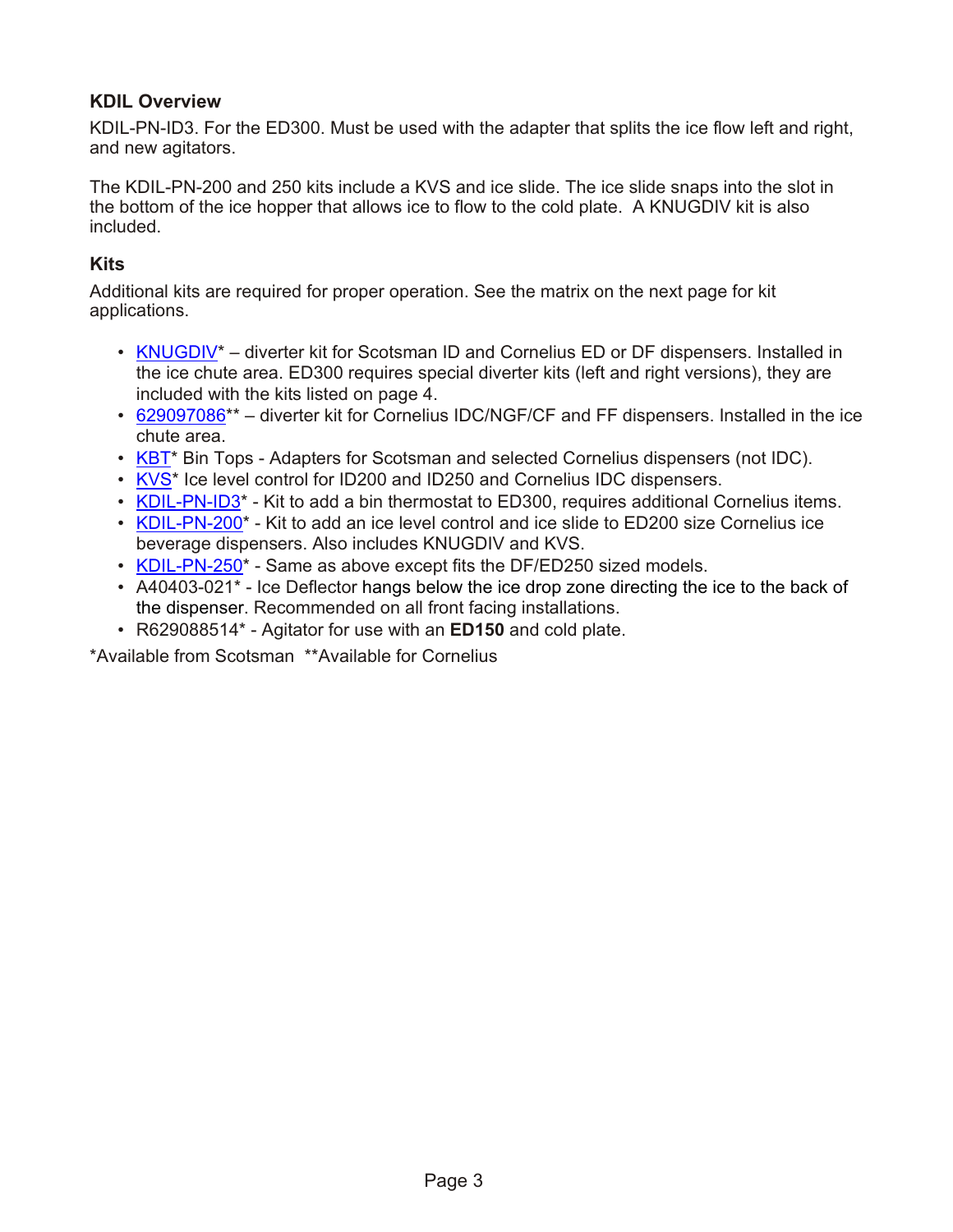### KDIL Overview

KDIL-PN-ID3. For the ED300. Must be used with the adapter that splits the ice flow left and right, and new agitators.

The KDIL-PN-200 and 250 kits include a KVS and ice slide. The ice slide snaps into the slot in the bottom of the ice hopper that allows ice to flow to the cold plate. A KNUGDIV kit is also included.

### Kits

Additional kits are required for proper operation. See the matrix on the next page for kit applications.

- KNUGDIV* – diverter kit for Scotsman ID and Cornelius ED or DF dispensers. Installed in the ice chute area. ED300 requires special diverter kits (left and right versions), they are included with the kits listed on page 4.
- 629097086** – diverter kit for Cornelius IDC/NGF/CF and FF dispensers. Installed in the ice chute area.
- KBT* Bin Tops - Adapters for Scotsman and selected Cornelius dispensers (not IDC).
- KVS* Ice level control for ID200 and ID250 and Cornelius IDC dispensers.
- KDIL-PN-ID3* - Kit to add a bin thermostat to ED300, requires additional Cornelius items.
- KDIL-PN-200* - Kit to add an ice level control and ice slide to ED200 size Cornelius ice beverage dispensers. Also includes KNUGDIV and KVS.
- KDIL-PN-250* - Same as above except fits the DF/ED250 sized models.
- A40403-021* - Ice Deflector hangs below the ice drop zone directing the ice to the back of the dispenser. Recommended on all front facing installations.
- R629088514* - Agitator for use with an **ED150** and cold plate.

*Available from Scotsman **Available for Cornelius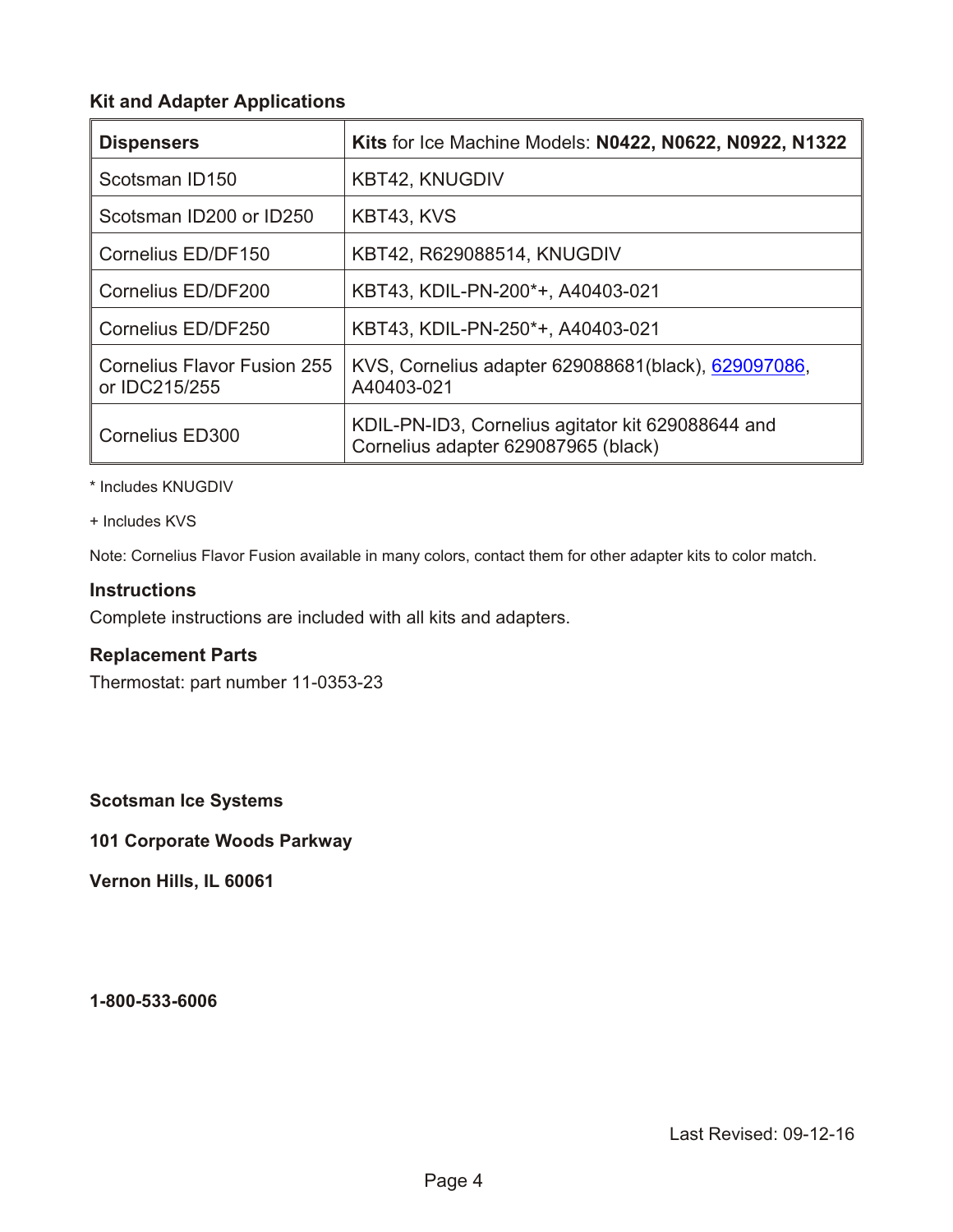## Kit and Adapter Applications

| **Dispensers** | **Kits** for Ice Machine Models: **N0422, N0622, N0922, N1322** |
|---|---|
| Scotsman ID150 | KBT42, KNUGDIV |
| Scotsman ID200 or ID250 | KBT43, KVS |
| Cornelius ED/DF150 | KBT42, R629088514, KNUGDIV |
| Cornelius ED/DF200 | KBT43, KDIL-PN-200*+, A40403-021 |
| Cornelius ED/DF250 | KBT43, KDIL-PN-250*+, A40403-021 |
| Cornelius Flavor Fusion 255 or IDC215/255 | KVS, Cornelius adapter 629088681(black), 629097086, A40403-021 |
| Cornelius ED300 | KDIL-PN-ID3, Cornelius agitator kit 629088644 and Cornelius adapter 629087965 (black) |

* Includes KNUGDIV

+ Includes KVS

Note: Cornelius Flavor Fusion available in many colors, contact them for other adapter kits to color match.

### Instructions

Complete instructions are included with all kits and adapters.

### Replacement Parts

Thermostat: part number 11-0353-23

**Scotsman Ice Systems**

**101 Corporate Woods Parkway**

**Vernon Hills, IL 60061**

**1-800-533-6006**

Last Revised: 09-12-16